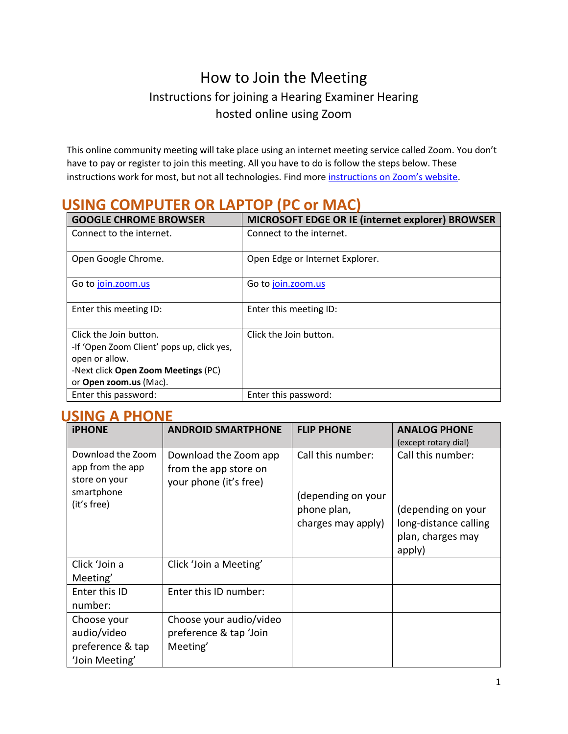# How to Join the Meeting

## Instructions for joining a Hearing Examiner Hearing hosted online using Zoom

This online community meeting will take place using an internet meeting service called Zoom. You don't have to pay or register to join this meeting. All you have to do is follow the steps below. These instructions work for most, but not all technologies. Find more instructions on Zoom's website.

## USING COMPUTER OR LAPTOP (PC or MAC)

| GOOGLE CHROME BROWSER | MICROSOFT EDGE OR IE (internet explorer) BROWSER |
|---|---|
| Connect to the internet. | Connect to the internet. |
| Open Google Chrome. | Open Edge or Internet Explorer. |
| Go to join.zoom.us | Go to join.zoom.us |
| Enter this meeting ID: | Enter this meeting ID: |
| Click the Join button.<br>-If 'Open Zoom Client' pops up, click yes, open or allow.<br>-Next click **Open Zoom Meetings** (PC) or **Open zoom.us** (Mac). | Click the Join button. |
| Enter this password: | Enter this password: |

## USING A PHONE

| iPHONE | ANDROID SMARTPHONE | FLIP PHONE | ANALOG PHONE (except rotary dial) |
|---|---|---|---|
| Download the Zoom app from the app store on your smartphone (it's free) | Download the Zoom app from the app store on your phone (it's free) | Call this number:<br><br>(depending on your phone plan, charges may apply) | Call this number:<br><br>(depending on your long-distance calling plan, charges may apply) |
| Click 'Join a Meeting' | Click 'Join a Meeting' | | |
| Enter this ID number: | Enter this ID number: | | |
| Choose your audio/video preference & tap 'Join Meeting' | Choose your audio/video preference & tap 'Join Meeting' | | |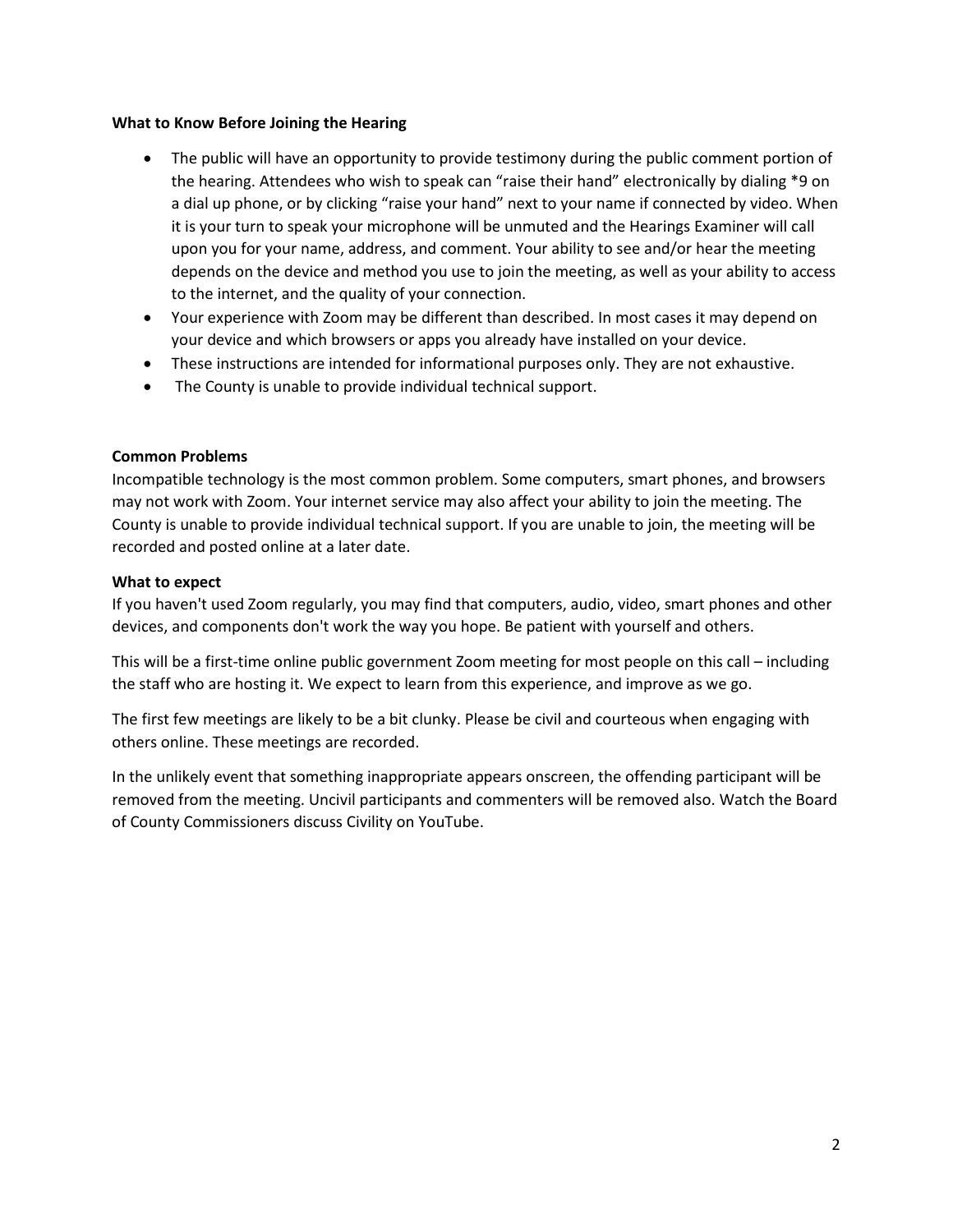**What to Know Before Joining the Hearing**

- The public will have an opportunity to provide testimony during the public comment portion of the hearing. Attendees who wish to speak can "raise their hand" electronically by dialing *9 on a dial up phone, or by clicking "raise your hand" next to your name if connected by video. When it is your turn to speak your microphone will be unmuted and the Hearings Examiner will call upon you for your name, address, and comment. Your ability to see and/or hear the meeting depends on the device and method you use to join the meeting, as well as your ability to access to the internet, and the quality of your connection.
- Your experience with Zoom may be different than described. In most cases it may depend on your device and which browsers or apps you already have installed on your device.
- These instructions are intended for informational purposes only. They are not exhaustive.
- The County is unable to provide individual technical support.

**Common Problems**

Incompatible technology is the most common problem. Some computers, smart phones, and browsers may not work with Zoom. Your internet service may also affect your ability to join the meeting. The County is unable to provide individual technical support. If you are unable to join, the meeting will be recorded and posted online at a later date.

**What to expect**

If you haven't used Zoom regularly, you may find that computers, audio, video, smart phones and other devices, and components don't work the way you hope. Be patient with yourself and others.

This will be a first-time online public government Zoom meeting for most people on this call – including the staff who are hosting it. We expect to learn from this experience, and improve as we go.

The first few meetings are likely to be a bit clunky. Please be civil and courteous when engaging with others online. These meetings are recorded.

In the unlikely event that something inappropriate appears onscreen, the offending participant will be removed from the meeting. Uncivil participants and commenters will be removed also. Watch the Board of County Commissioners discuss Civility on YouTube.